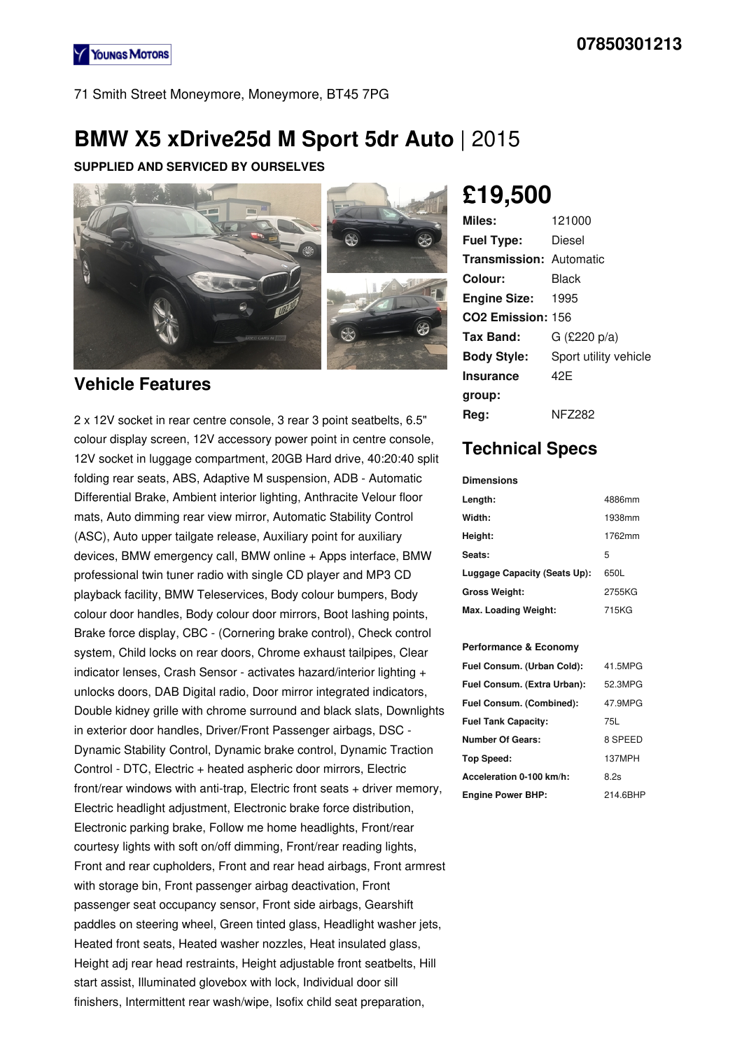Youngs Motors

07850301213

71 Smith Street Moneymore, Moneymore, BT45 7PG

# BMW X5 xDrive25d M Sport 5dr Auto | 2015

**SUPPLIED AND SERVICED BY OURSELVES**

## £19,500

| | |
|---|---|
| **Miles:** | 121000 |
| **Fuel Type:** | Diesel |
| **Transmission:** | Automatic |
| **Colour:** | Black |
| **Engine Size:** | 1995 |
| **CO2 Emission:** | 156 |
| **Tax Band:** | G (£220 p/a) |
| **Body Style:** | Sport utility vehicle |
| **Insurance group:** | 42E |
| **Reg:** | NFZ282 |

## Technical Specs

**Dimensions**

| | |
|---|---|
| **Length:** | 4886mm |
| **Width:** | 1938mm |
| **Height:** | 1762mm |
| **Seats:** | 5 |
| **Luggage Capacity (Seats Up):** | 650L |
| **Gross Weight:** | 2755KG |
| **Max. Loading Weight:** | 715KG |

**Performance & Economy**

| | |
|---|---|
| **Fuel Consum. (Urban Cold):** | 41.5MPG |
| **Fuel Consum. (Extra Urban):** | 52.3MPG |
| **Fuel Consum. (Combined):** | 47.9MPG |
| **Fuel Tank Capacity:** | 75L |
| **Number Of Gears:** | 8 SPEED |
| **Top Speed:** | 137MPH |
| **Acceleration 0-100 km/h:** | 8.2s |
| **Engine Power BHP:** | 214.6BHP |

## Vehicle Features

2 x 12V socket in rear centre console, 3 rear 3 point seatbelts, 6.5" colour display screen, 12V accessory power point in centre console, 12V socket in luggage compartment, 20GB Hard drive, 40:20:40 split folding rear seats, ABS, Adaptive M suspension, ADB - Automatic Differential Brake, Ambient interior lighting, Anthracite Velour floor mats, Auto dimming rear view mirror, Automatic Stability Control (ASC), Auto upper tailgate release, Auxiliary point for auxiliary devices, BMW emergency call, BMW online + Apps interface, BMW professional twin tuner radio with single CD player and MP3 CD playback facility, BMW Teleservices, Body colour bumpers, Body colour door handles, Body colour door mirrors, Boot lashing points, Brake force display, CBC - (Cornering brake control), Check control system, Child locks on rear doors, Chrome exhaust tailpipes, Clear indicator lenses, Crash Sensor - activates hazard/interior lighting + unlocks doors, DAB Digital radio, Door mirror integrated indicators, Double kidney grille with chrome surround and black slats, Downlights in exterior door handles, Driver/Front Passenger airbags, DSC - Dynamic Stability Control, Dynamic brake control, Dynamic Traction Control - DTC, Electric + heated aspheric door mirrors, Electric front/rear windows with anti-trap, Electric front seats + driver memory, Electric headlight adjustment, Electronic brake force distribution, Electronic parking brake, Follow me home headlights, Front/rear courtesy lights with soft on/off dimming, Front/rear reading lights, Front and rear cupholders, Front and rear head airbags, Front armrest with storage bin, Front passenger airbag deactivation, Front passenger seat occupancy sensor, Front side airbags, Gearshift paddles on steering wheel, Green tinted glass, Headlight washer jets, Heated front seats, Heated washer nozzles, Heat insulated glass, Height adj rear head restraints, Height adjustable front seatbelts, Hill start assist, Illuminated glovebox with lock, Individual door sill finishers, Intermittent rear wash/wipe, Isofix child seat preparation,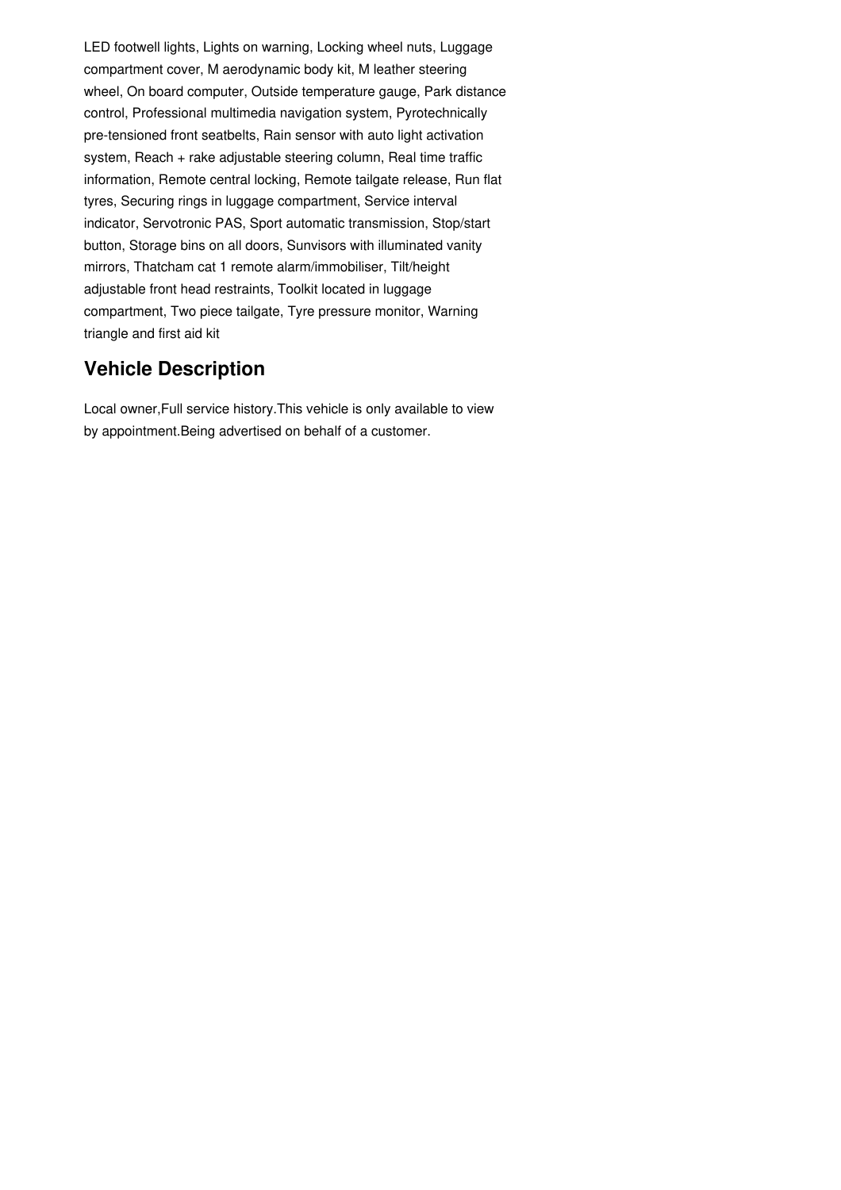LED footwell lights, Lights on warning, Locking wheel nuts, Luggage compartment cover, M aerodynamic body kit, M leather steering wheel, On board computer, Outside temperature gauge, Park distance control, Professional multimedia navigation system, Pyrotechnically pre-tensioned front seatbelts, Rain sensor with auto light activation system, Reach + rake adjustable steering column, Real time traffic information, Remote central locking, Remote tailgate release, Run flat tyres, Securing rings in luggage compartment, Service interval indicator, Servotronic PAS, Sport automatic transmission, Stop/start button, Storage bins on all doors, Sunvisors with illuminated vanity mirrors, Thatcham cat 1 remote alarm/immobiliser, Tilt/height adjustable front head restraints, Toolkit located in luggage compartment, Two piece tailgate, Tyre pressure monitor, Warning triangle and first aid kit

## Vehicle Description

Local owner,Full service history.This vehicle is only available to view by appointment.Being advertised on behalf of a customer.